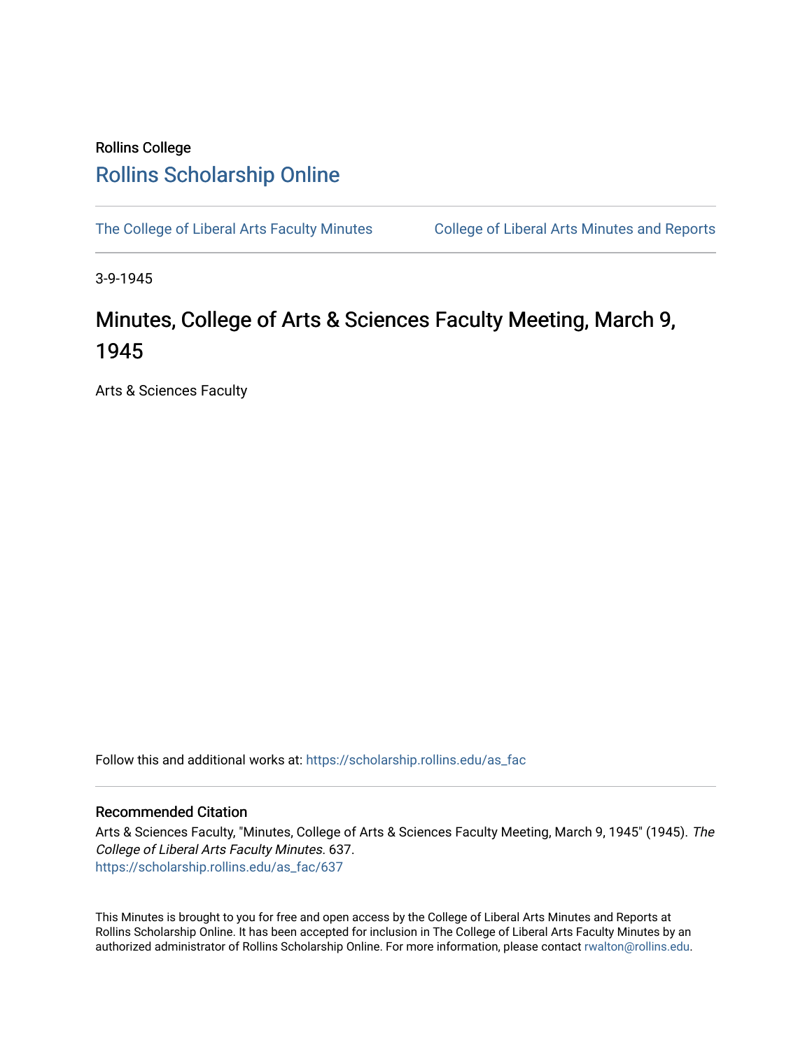Rollins College

# Rollins Scholarship Online

The College of Liberal Arts Faculty Minutes | College of Liberal Arts Minutes and Reports

3-9-1945

## Minutes, College of Arts & Sciences Faculty Meeting, March 9, 1945

Arts & Sciences Faculty

Follow this and additional works at: https://scholarship.rollins.edu/as_fac

### Recommended Citation

Arts & Sciences Faculty, "Minutes, College of Arts & Sciences Faculty Meeting, March 9, 1945" (1945). *The College of Liberal Arts Faculty Minutes*. 637.
https://scholarship.rollins.edu/as_fac/637

This Minutes is brought to you for free and open access by the College of Liberal Arts Minutes and Reports at Rollins Scholarship Online. It has been accepted for inclusion in The College of Liberal Arts Faculty Minutes by an authorized administrator of Rollins Scholarship Online. For more information, please contact rwalton@rollins.edu.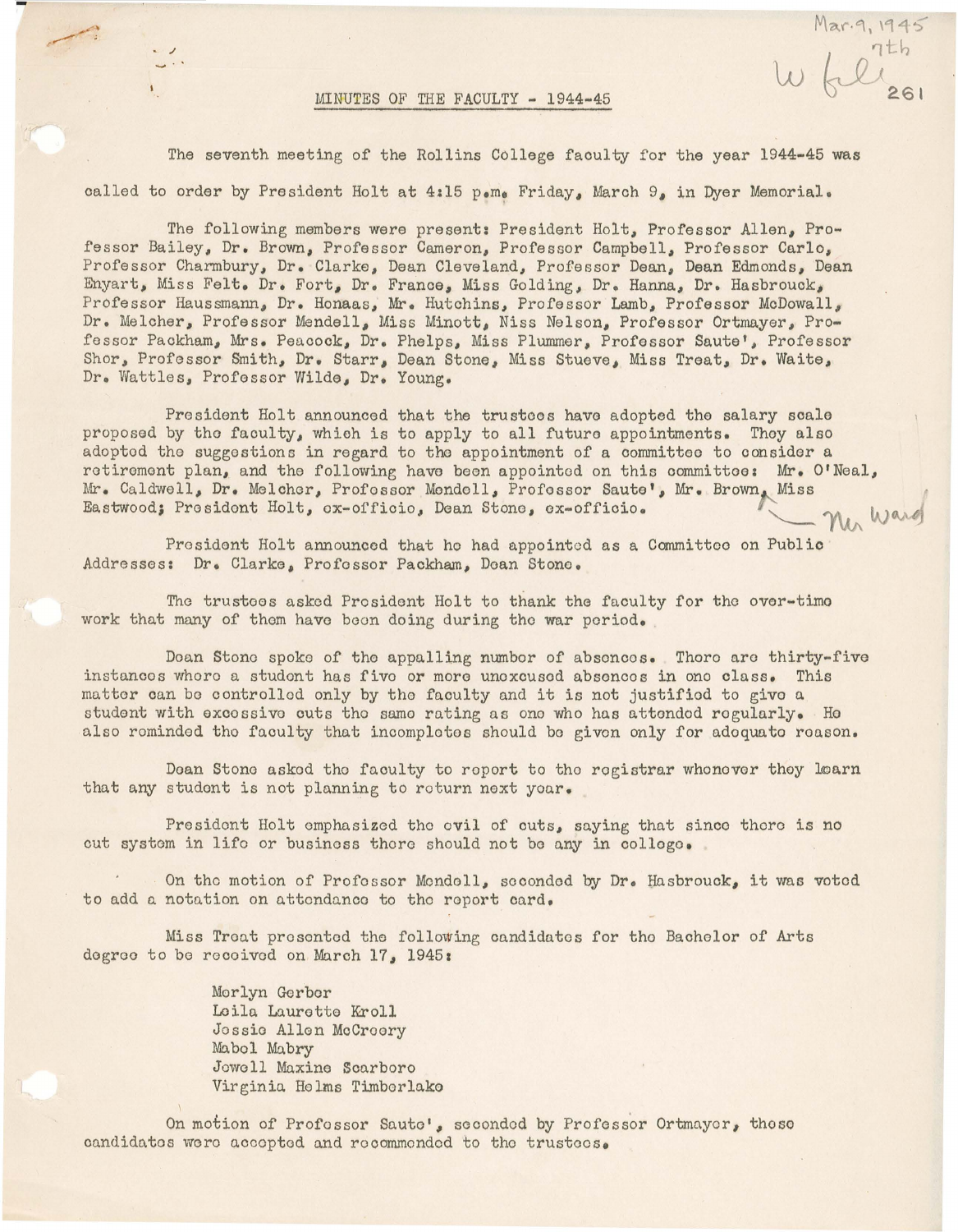# MINUTES OF THE FACULTY - 1944-45

The seventh meeting of the Rollins College faculty for the year 1944-45 was called to order by President Holt at 4:15 p.m. Friday, March 9, in Dyer Memorial.

The following members were present: President Holt, Professor Allen, Professor Bailey, Dr. Brown, Professor Cameron, Professor Campbell, Professor Carlo, Professor Charmbury, Dr. Clarke, Dean Cleveland, Professor Dean, Dean Edmonds, Dean Enyart, Miss Felt. Dr. Fort, Dr. France, Miss Golding, Dr. Hanna, Dr. Hasbrouck, Professor Haussmann, Dr. Honaas, Mr. Hutchins, Professor Lamb, Professor McDowall, Dr. Melcher, Professor Mendell, Miss Minott, Miss Nelson, Professor Ortmayer, Professor Packham, Mrs. Peacock, Dr. Phelps, Miss Plummer, Professor Saute', Professor Shor, Professor Smith, Dr. Starr, Dean Stone, Miss Stueve, Miss Treat, Dr. Waite, Dr. Wattles, Professor Wilde, Dr. Young.

President Holt announced that the trustees have adopted the salary scale proposed by the faculty, which is to apply to all future appointments. They also adopted the suggestions in regard to the appointment of a committee to consider a retirement plan, and the following have been appointed on this committee: Mr. O'Neal, Mr. Caldwell, Dr. Melcher, Professor Mendell, Professor Saute', Mr. Brown, Mr. Ward, Miss Eastwood; President Holt, ex-officio, Dean Stone, ex-officio.

President Holt announced that he had appointed as a Committee on Public Addresses: Dr. Clarke, Professor Packham, Dean Stone.

The trustees asked President Holt to thank the faculty for the over-time work that many of them have been doing during the war period.

Dean Stone spoke of the appalling number of absences. There are thirty-five instances where a student has five or more unexcused absences in one class. This matter can be controlled only by the faculty and it is not justified to give a student with excessive cuts the same rating as one who has attended regularly. He also reminded the faculty that incompletes should be given only for adequate reason.

Dean Stone asked the faculty to report to the registrar whenever they learn that any student is not planning to return next year.

President Holt emphasized the evil of cuts, saying that since there is no cut system in life or business there should not be any in college.

On the motion of Professor Mendell, seconded by Dr. Hasbrouck, it was voted to add a notation on attendance to the report card.

Miss Treat presented the following candidates for the Bachelor of Arts degree to be received on March 17, 1945:

- Merlyn Gerber
- Leila Laurette Kroll
- Jessie Allen McCreery
- Mabel Mabry
- Jewell Maxine Scarboro
- Virginia Helms Timberlake

On motion of Professor Saute', seconded by Professor Ortmayer, these candidates were accepted and recommended to the trustees.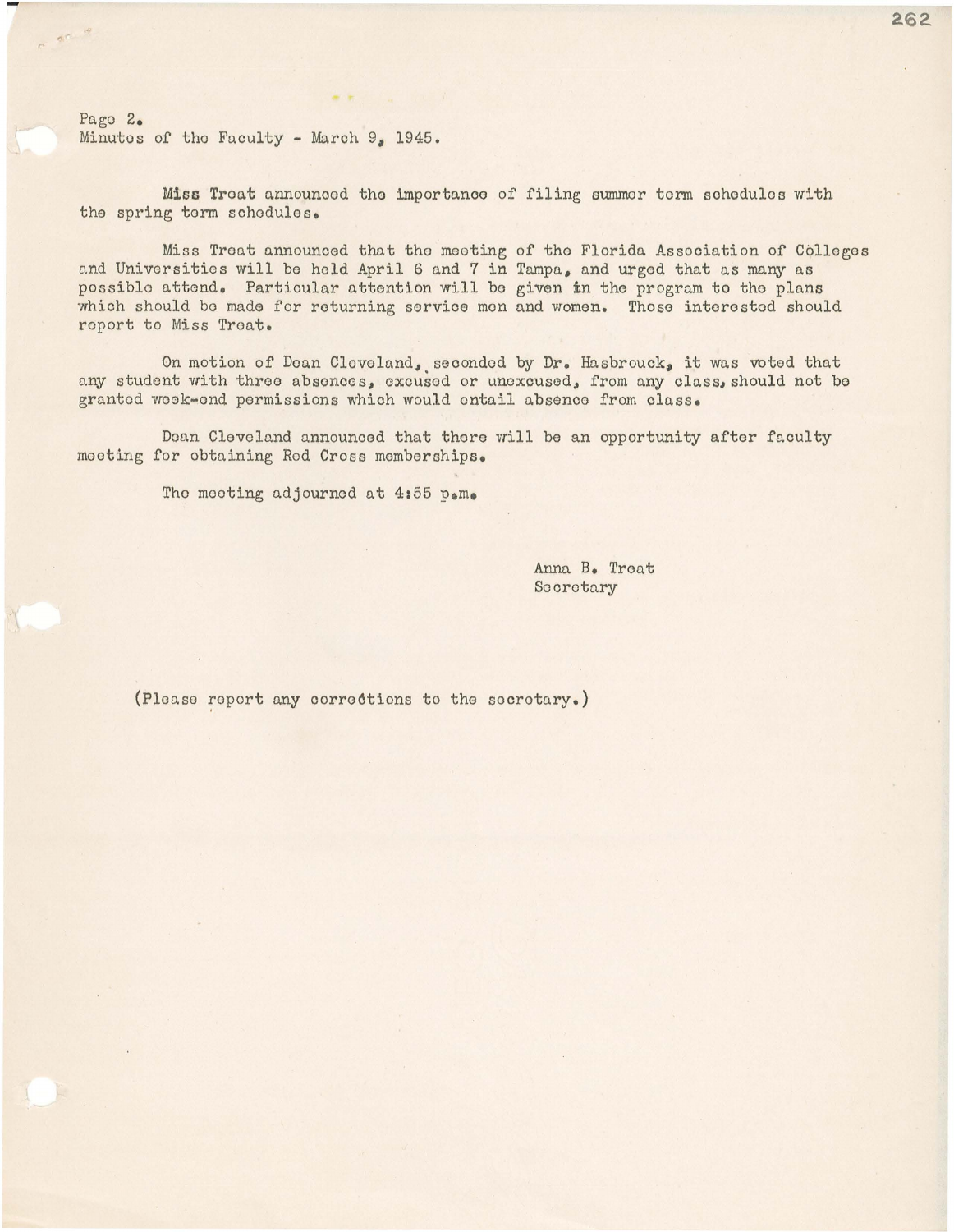Page 2.
Minutes of the Faculty - March 9, 1945.

Miss Treat announced the importance of filing summer term schedules with the spring term schedules.

Miss Treat announced that the meeting of the Florida Association of Colleges and Universities will be held April 6 and 7 in Tampa, and urged that as many as possible attend. Particular attention will be given in the program to the plans which should be made for returning service men and women. Those interested should report to Miss Treat.

On motion of Dean Cleveland, seconded by Dr. Hasbrouck, it was voted that any student with three absences, excused or unexcused, from any class, should not be granted week-end permissions which would entail absence from class.

Dean Cleveland announced that there will be an opportunity after faculty meeting for obtaining Red Cross memberships.

The meeting adjourned at 4:55 p.m.

Anna B. Treat
Secretary

(Please report any corrections to the secretary.)